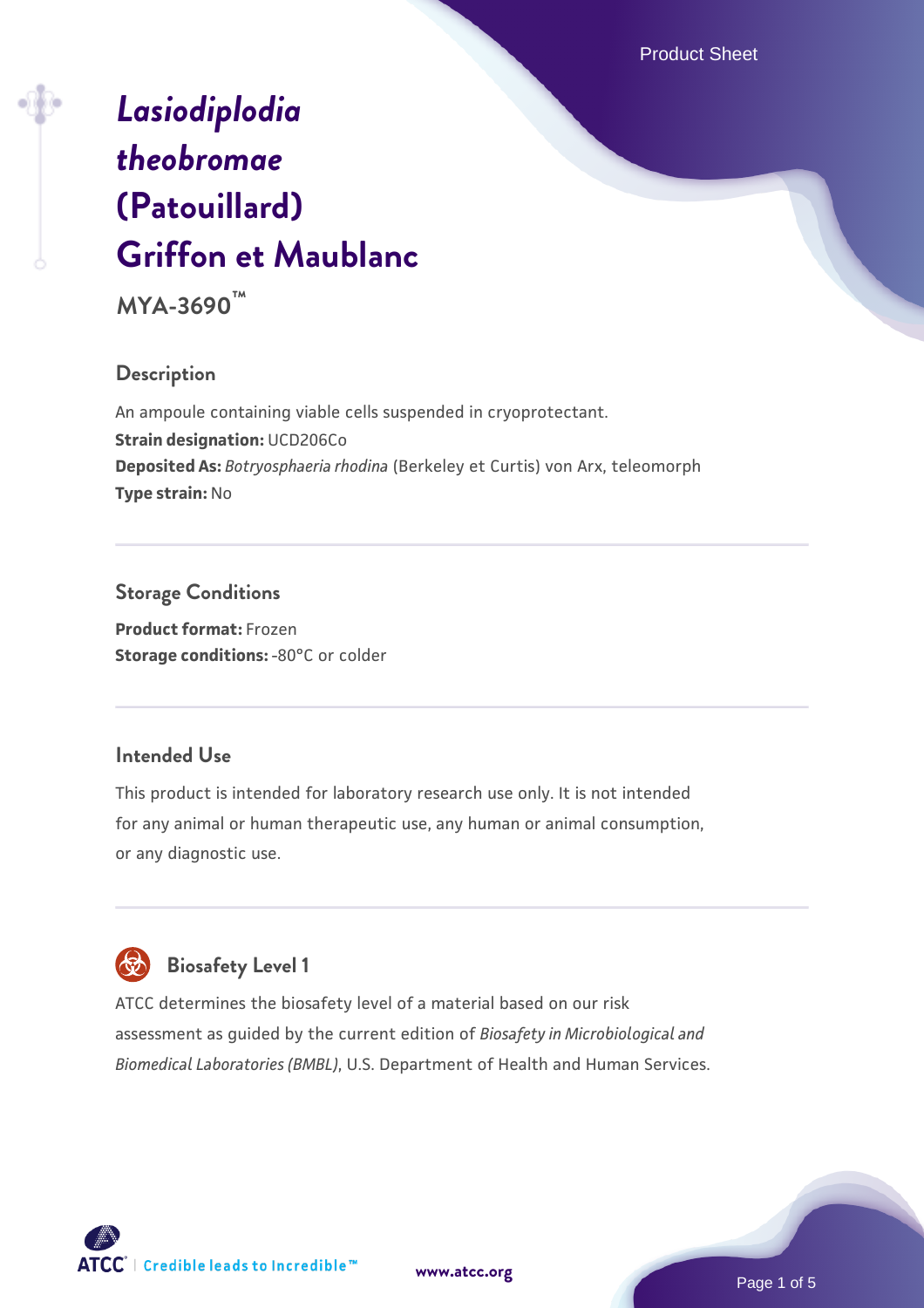# *Lasiodiplodia theobromae* (Patouillard) Griffon et Maublanc

**MYA-3690™**

## Description

An ampoule containing viable cells suspended in cryoprotectant.
**Strain designation:** UCD206Co
**Deposited As:** *Botryosphaeria rhodina* (Berkeley et Curtis) von Arx, teleomorph
**Type strain:** No

## Storage Conditions

**Product format:** Frozen
**Storage conditions:** -80°C or colder

## Intended Use

This product is intended for laboratory research use only. It is not intended for any animal or human therapeutic use, any human or animal consumption, or any diagnostic use.

## Biosafety Level 1

ATCC determines the biosafety level of a material based on our risk assessment as guided by the current edition of *Biosafety in Microbiological and Biomedical Laboratories (BMBL)*, U.S. Department of Health and Human Services.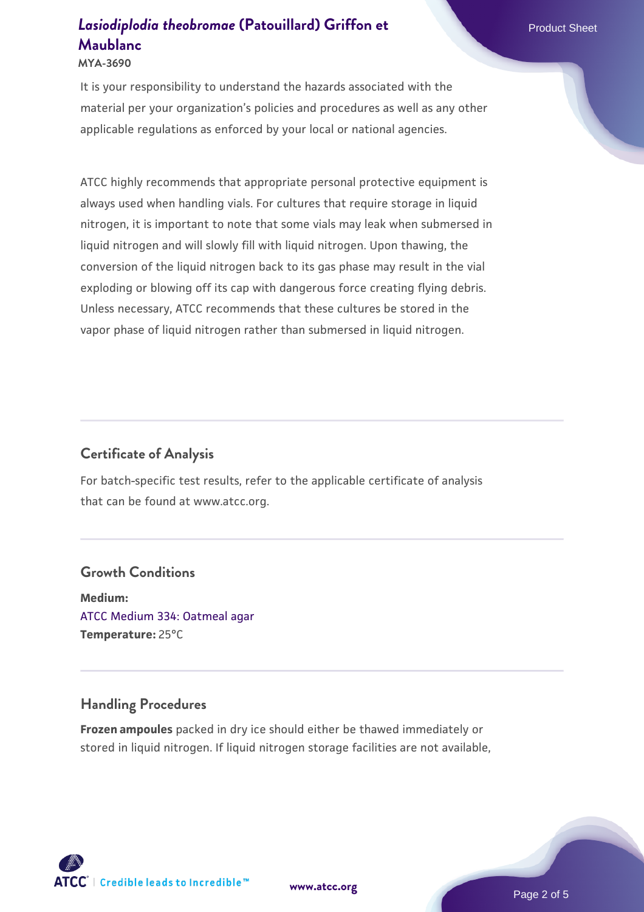It is your responsibility to understand the hazards associated with the material per your organization's policies and procedures as well as any other applicable regulations as enforced by your local or national agencies.

ATCC highly recommends that appropriate personal protective equipment is always used when handling vials. For cultures that require storage in liquid nitrogen, it is important to note that some vials may leak when submersed in liquid nitrogen and will slowly fill with liquid nitrogen. Upon thawing, the conversion of the liquid nitrogen back to its gas phase may result in the vial exploding or blowing off its cap with dangerous force creating flying debris. Unless necessary, ATCC recommends that these cultures be stored in the vapor phase of liquid nitrogen rather than submersed in liquid nitrogen.

## Certificate of Analysis

For batch-specific test results, refer to the applicable certificate of analysis that can be found at www.atcc.org.

## Growth Conditions

**Medium:**
ATCC Medium 334: Oatmeal agar
**Temperature:** 25°C

## Handling Procedures

**Frozen ampoules** packed in dry ice should either be thawed immediately or stored in liquid nitrogen. If liquid nitrogen storage facilities are not available,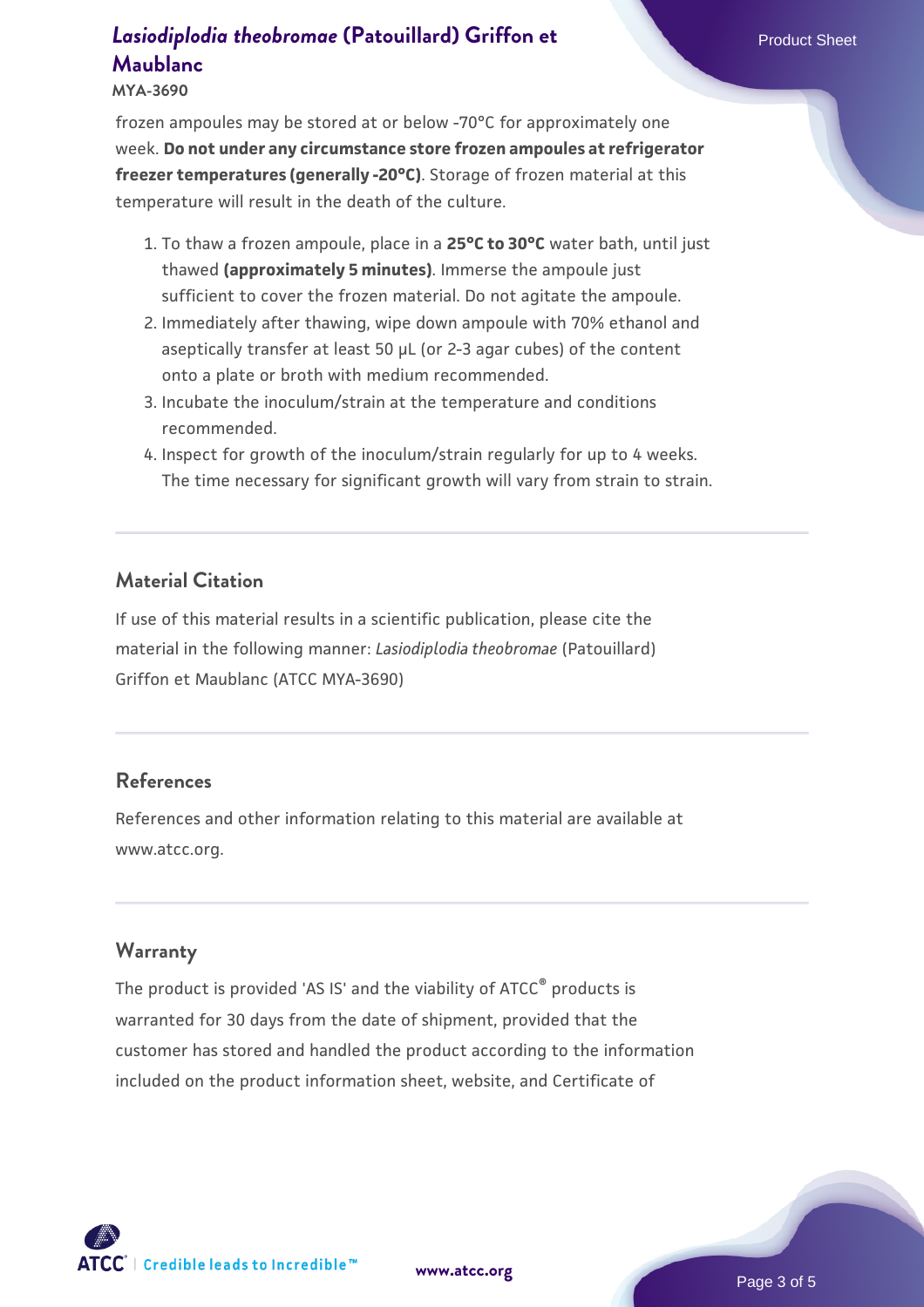frozen ampoules may be stored at or below -70°C for approximately one week. **Do not under any circumstance store frozen ampoules at refrigerator freezer temperatures (generally -20°C)**. Storage of frozen material at this temperature will result in the death of the culture.

1. To thaw a frozen ampoule, place in a **25°C to 30°C** water bath, until just thawed **(approximately 5 minutes)**. Immerse the ampoule just sufficient to cover the frozen material. Do not agitate the ampoule.
2. Immediately after thawing, wipe down ampoule with 70% ethanol and aseptically transfer at least 50 µL (or 2-3 agar cubes) of the content onto a plate or broth with medium recommended.
3. Incubate the inoculum/strain at the temperature and conditions recommended.
4. Inspect for growth of the inoculum/strain regularly for up to 4 weeks. The time necessary for significant growth will vary from strain to strain.

## Material Citation

If use of this material results in a scientific publication, please cite the material in the following manner: *Lasiodiplodia theobromae* (Patouillard) Griffon et Maublanc (ATCC MYA-3690)

## References

References and other information relating to this material are available at www.atcc.org.

## Warranty

The product is provided 'AS IS' and the viability of ATCC® products is warranted for 30 days from the date of shipment, provided that the customer has stored and handled the product according to the information included on the product information sheet, website, and Certificate of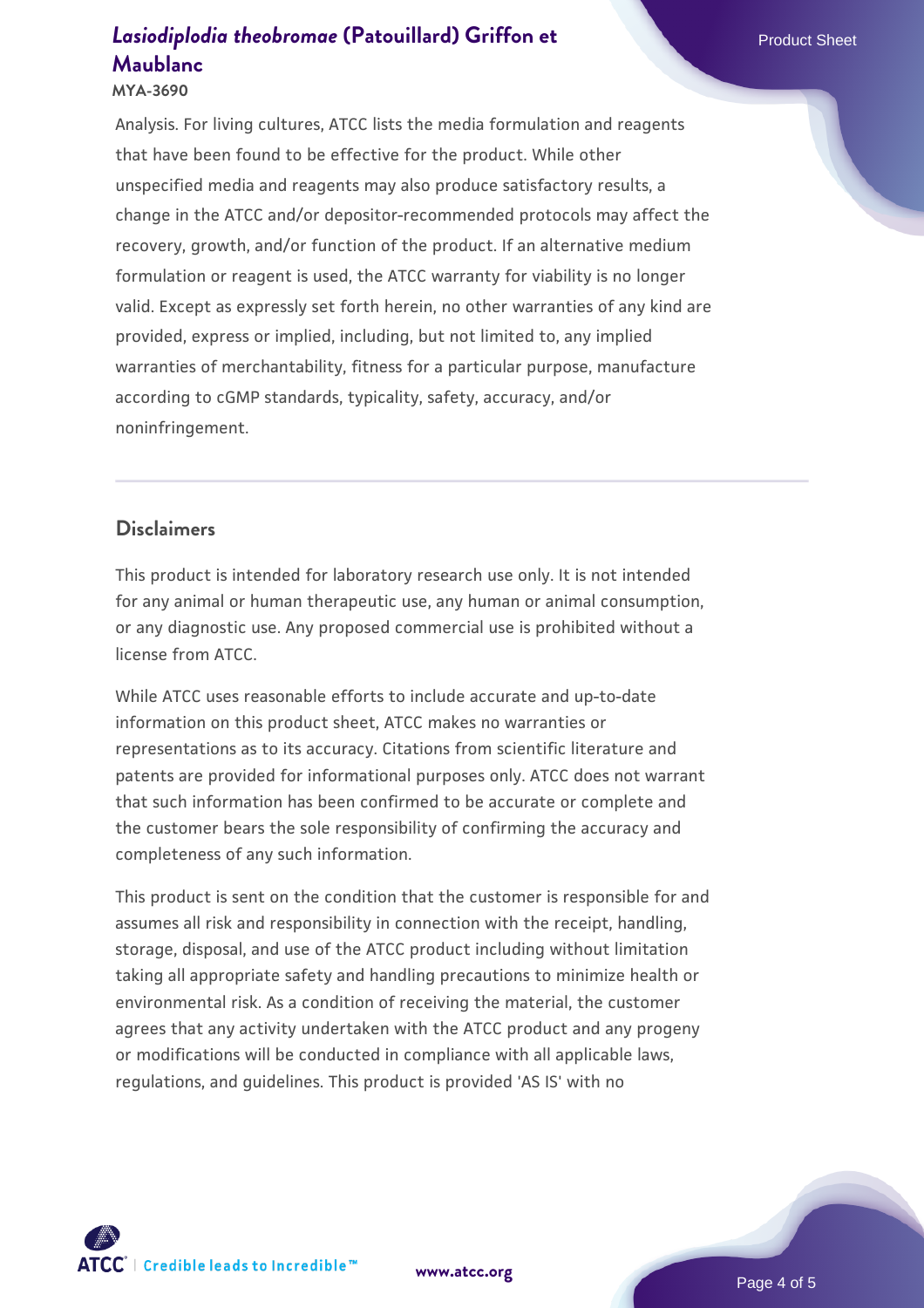Analysis. For living cultures, ATCC lists the media formulation and reagents that have been found to be effective for the product. While other unspecified media and reagents may also produce satisfactory results, a change in the ATCC and/or depositor-recommended protocols may affect the recovery, growth, and/or function of the product. If an alternative medium formulation or reagent is used, the ATCC warranty for viability is no longer valid. Except as expressly set forth herein, no other warranties of any kind are provided, express or implied, including, but not limited to, any implied warranties of merchantability, fitness for a particular purpose, manufacture according to cGMP standards, typicality, safety, accuracy, and/or noninfringement.

## Disclaimers

This product is intended for laboratory research use only. It is not intended for any animal or human therapeutic use, any human or animal consumption, or any diagnostic use. Any proposed commercial use is prohibited without a license from ATCC.

While ATCC uses reasonable efforts to include accurate and up-to-date information on this product sheet, ATCC makes no warranties or representations as to its accuracy. Citations from scientific literature and patents are provided for informational purposes only. ATCC does not warrant that such information has been confirmed to be accurate or complete and the customer bears the sole responsibility of confirming the accuracy and completeness of any such information.

This product is sent on the condition that the customer is responsible for and assumes all risk and responsibility in connection with the receipt, handling, storage, disposal, and use of the ATCC product including without limitation taking all appropriate safety and handling precautions to minimize health or environmental risk. As a condition of receiving the material, the customer agrees that any activity undertaken with the ATCC product and any progeny or modifications will be conducted in compliance with all applicable laws, regulations, and guidelines. This product is provided 'AS IS' with no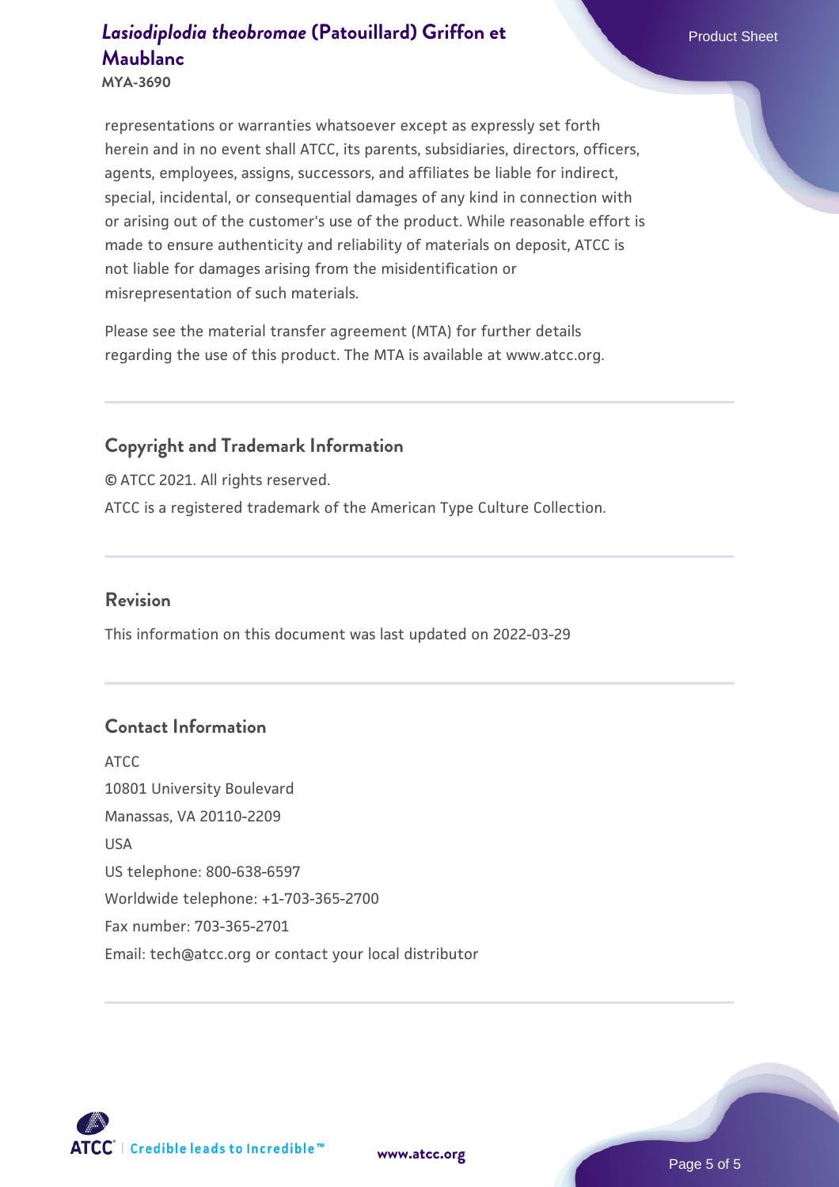representations or warranties whatsoever except as expressly set forth herein and in no event shall ATCC, its parents, subsidiaries, directors, officers, agents, employees, assigns, successors, and affiliates be liable for indirect, special, incidental, or consequential damages of any kind in connection with or arising out of the customer's use of the product. While reasonable effort is made to ensure authenticity and reliability of materials on deposit, ATCC is not liable for damages arising from the misidentification or misrepresentation of such materials.

Please see the material transfer agreement (MTA) for further details regarding the use of this product. The MTA is available at www.atcc.org.

## Copyright and Trademark Information

© ATCC 2021. All rights reserved.

ATCC is a registered trademark of the American Type Culture Collection.

## Revision

This information on this document was last updated on 2022-03-29

## Contact Information

ATCC
10801 University Boulevard
Manassas, VA 20110-2209
USA
US telephone: 800-638-6597
Worldwide telephone: +1-703-365-2700
Fax number: 703-365-2701
Email: tech@atcc.org or contact your local distributor